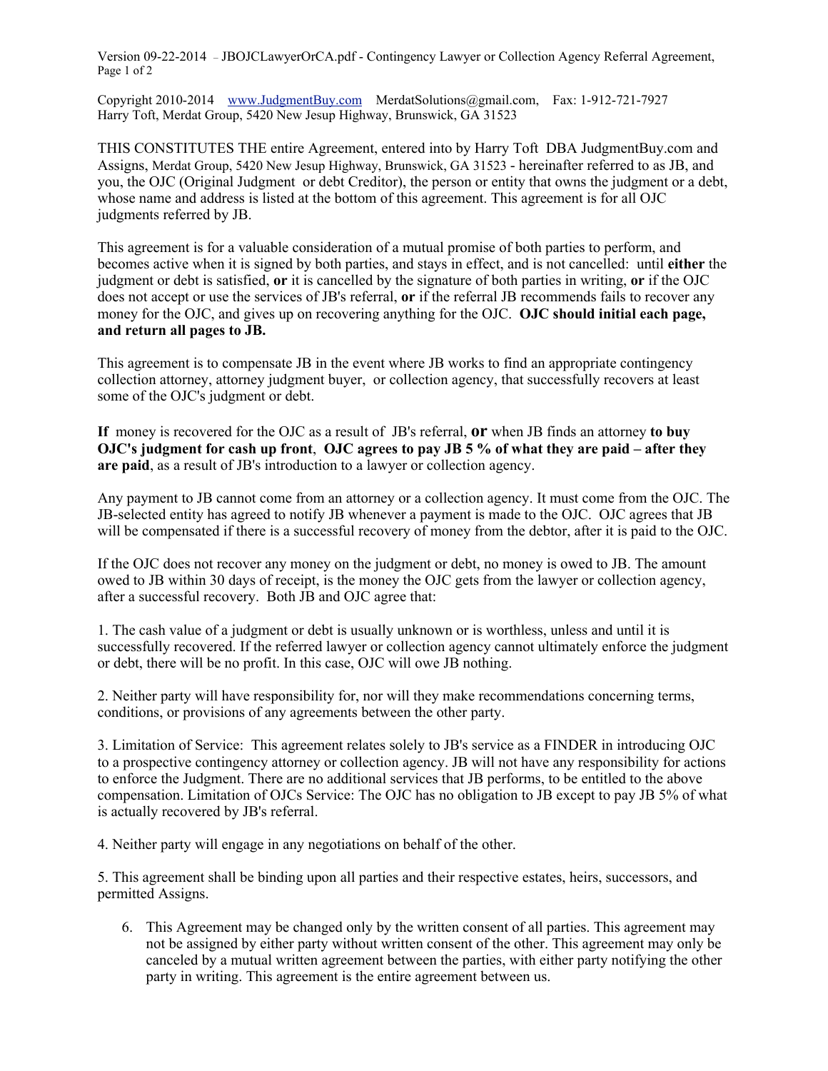Version 09-22-2014 – JBOJCLawyerOrCA.pdf - Contingency Lawyer or Collection Agency Referral Agreement, Page 1 of 2

Copyright 2010-2014 www.JudgmentBuy.com MerdatSolutions@gmail.com, Fax: 1-912-721-7927
Harry Toft, Merdat Group, 5420 New Jesup Highway, Brunswick, GA 31523

THIS CONSTITUTES THE entire Agreement, entered into by Harry Toft DBA JudgmentBuy.com and Assigns, Merdat Group, 5420 New Jesup Highway, Brunswick, GA 31523 - hereinafter referred to as JB, and you, the OJC (Original Judgment or debt Creditor), the person or entity that owns the judgment or a debt, whose name and address is listed at the bottom of this agreement. This agreement is for all OJC judgments referred by JB.

This agreement is for a valuable consideration of a mutual promise of both parties to perform, and becomes active when it is signed by both parties, and stays in effect, and is not cancelled: until **either** the judgment or debt is satisfied, **or** it is cancelled by the signature of both parties in writing, **or** if the OJC does not accept or use the services of JB's referral, **or** if the referral JB recommends fails to recover any money for the OJC, and gives up on recovering anything for the OJC. **OJC should initial each page, and return all pages to JB.**

This agreement is to compensate JB in the event where JB works to find an appropriate contingency collection attorney, attorney judgment buyer, or collection agency, that successfully recovers at least some of the OJC's judgment or debt.

**If** money is recovered for the OJC as a result of JB's referral, **or** when JB finds an attorney **to buy OJC's judgment for cash up front**, **OJC agrees to pay JB 5 % of what they are paid – after they are paid**, as a result of JB's introduction to a lawyer or collection agency.

Any payment to JB cannot come from an attorney or a collection agency. It must come from the OJC. The JB-selected entity has agreed to notify JB whenever a payment is made to the OJC. OJC agrees that JB will be compensated if there is a successful recovery of money from the debtor, after it is paid to the OJC.

If the OJC does not recover any money on the judgment or debt, no money is owed to JB. The amount owed to JB within 30 days of receipt, is the money the OJC gets from the lawyer or collection agency, after a successful recovery. Both JB and OJC agree that:

1. The cash value of a judgment or debt is usually unknown or is worthless, unless and until it is successfully recovered. If the referred lawyer or collection agency cannot ultimately enforce the judgment or debt, there will be no profit. In this case, OJC will owe JB nothing.

2. Neither party will have responsibility for, nor will they make recommendations concerning terms, conditions, or provisions of any agreements between the other party.

3. Limitation of Service: This agreement relates solely to JB's service as a FINDER in introducing OJC to a prospective contingency attorney or collection agency. JB will not have any responsibility for actions to enforce the Judgment. There are no additional services that JB performs, to be entitled to the above compensation. Limitation of OJCs Service: The OJC has no obligation to JB except to pay JB 5% of what is actually recovered by JB's referral.

4. Neither party will engage in any negotiations on behalf of the other.

5. This agreement shall be binding upon all parties and their respective estates, heirs, successors, and permitted Assigns.

6. This Agreement may be changed only by the written consent of all parties. This agreement may not be assigned by either party without written consent of the other. This agreement may only be canceled by a mutual written agreement between the parties, with either party notifying the other party in writing. This agreement is the entire agreement between us.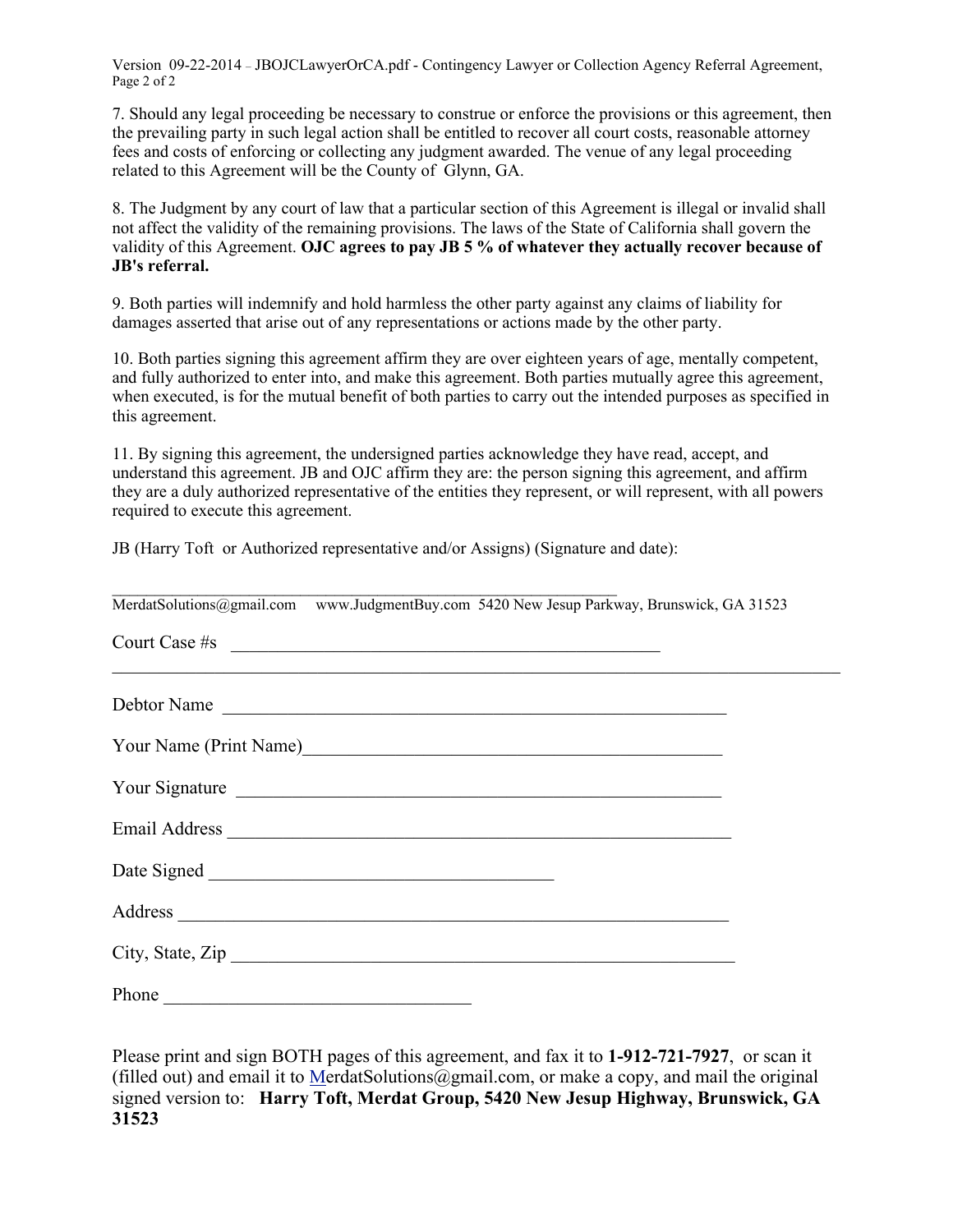7. Should any legal proceeding be necessary to construe or enforce the provisions or this agreement, then the prevailing party in such legal action shall be entitled to recover all court costs, reasonable attorney fees and costs of enforcing or collecting any judgment awarded. The venue of any legal proceeding related to this Agreement will be the County of Glynn, GA.

8. The Judgment by any court of law that a particular section of this Agreement is illegal or invalid shall not affect the validity of the remaining provisions. The laws of the State of California shall govern the validity of this Agreement. **OJC agrees to pay JB 5 % of whatever they actually recover because of JB's referral.**

9. Both parties will indemnify and hold harmless the other party against any claims of liability for damages asserted that arise out of any representations or actions made by the other party.

10. Both parties signing this agreement affirm they are over eighteen years of age, mentally competent, and fully authorized to enter into, and make this agreement. Both parties mutually agree this agreement, when executed, is for the mutual benefit of both parties to carry out the intended purposes as specified in this agreement.

11. By signing this agreement, the undersigned parties acknowledge they have read, accept, and understand this agreement. JB and OJC affirm they are: the person signing this agreement, and affirm they are a duly authorized representative of the entities they represent, or will represent, with all powers required to execute this agreement.

JB (Harry Toft or Authorized representative and/or Assigns) (Signature and date):

______________________________________________________________

MerdatSolutions@gmail.com www.JudgmentBuy.com 5420 New Jesup Parkway, Brunswick, GA 31523

Court Case #s ________________________________________________

______________________________________________________________

Debtor Name ________________________________________________

Your Name (Print Name)_______________________________________

Your Signature ______________________________________________

Email Address ______________________________________________

Date Signed _________________________________

Address ____________________________________________________

City, State, Zip _____________________________________________

Phone ______________________________

Please print and sign BOTH pages of this agreement, and fax it to **1-912-721-7927**, or scan it (filled out) and email it to MerdatSolutions@gmail.com, or make a copy, and mail the original signed version to: **Harry Toft, Merdat Group, 5420 New Jesup Highway, Brunswick, GA 31523**